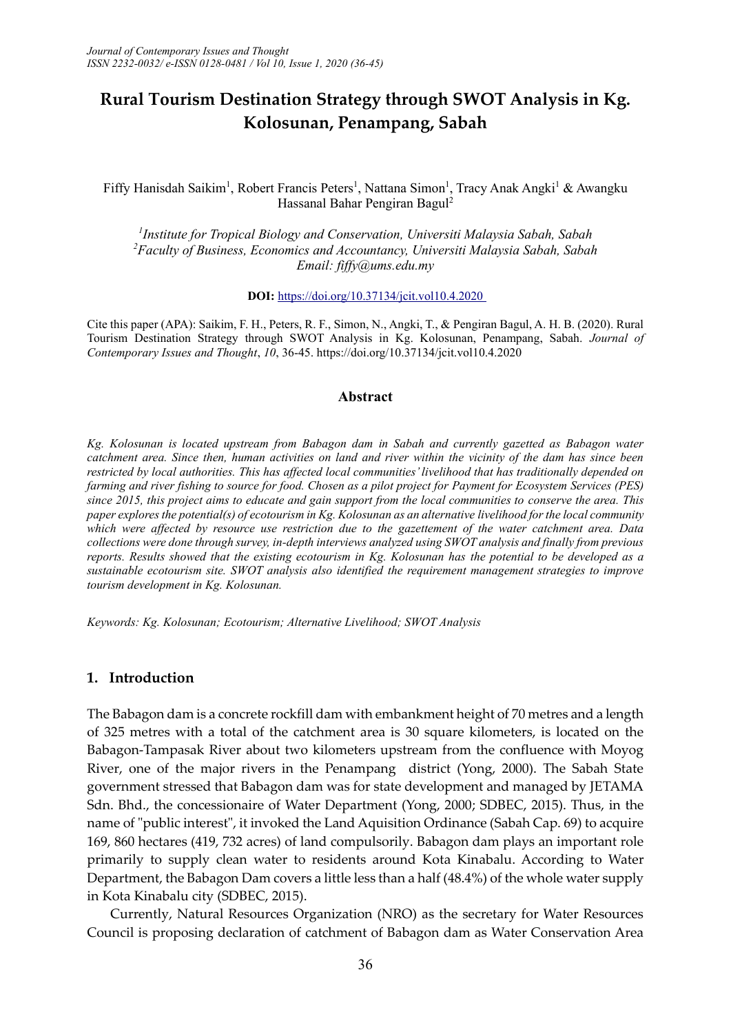# Rural Tourism Destination Strategy through SWOT Analysis in Kg. Kolosunan, Penampang, Sabah

Fiffy Hanisdah Saikim[1], Robert Francis Peters[1], Nattana Simon[1], Tracy Anak Angki[1] & Awangku Hassanal Bahar Pengiran Bagul[2]

*[1]Institute for Tropical Biology and Conservation, Universiti Malaysia Sabah, Sabah*
*[2]Faculty of Business, Economics and Accountancy, Universiti Malaysia Sabah, Sabah*
*Email: fiffy@ums.edu.my*

**DOI:** https://doi.org/10.37134/jcit.vol10.4.2020

Cite this paper (APA): Saikim, F. H., Peters, R. F., Simon, N., Angki, T., & Pengiran Bagul, A. H. B. (2020). Rural Tourism Destination Strategy through SWOT Analysis in Kg. Kolosunan, Penampang, Sabah. *Journal of Contemporary Issues and Thought*, *10*, 36-45. https://doi.org/10.37134/jcit.vol10.4.2020

## Abstract

*Kg. Kolosunan is located upstream from Babagon dam in Sabah and currently gazetted as Babagon water catchment area. Since then, human activities on land and river within the vicinity of the dam has since been restricted by local authorities. This has affected local communities' livelihood that has traditionally depended on farming and river fishing to source for food. Chosen as a pilot project for Payment for Ecosystem Services (PES) since 2015, this project aims to educate and gain support from the local communities to conserve the area. This paper explores the potential(s) of ecotourism in Kg. Kolosunan as an alternative livelihood for the local community which were affected by resource use restriction due to the gazettement of the water catchment area. Data collections were done through survey, in-depth interviews analyzed using SWOT analysis and finally from previous reports. Results showed that the existing ecotourism in Kg. Kolosunan has the potential to be developed as a sustainable ecotourism site. SWOT analysis also identified the requirement management strategies to improve tourism development in Kg. Kolosunan.*

*Keywords: Kg. Kolosunan; Ecotourism; Alternative Livelihood; SWOT Analysis*

## 1. Introduction

The Babagon dam is a concrete rockfill dam with embankment height of 70 metres and a length of 325 metres with a total of the catchment area is 30 square kilometers, is located on the Babagon-Tampasak River about two kilometers upstream from the confluence with Moyog River, one of the major rivers in the Penampang district (Yong, 2000). The Sabah State government stressed that Babagon dam was for state development and managed by JETAMA Sdn. Bhd., the concessionaire of Water Department (Yong, 2000; SDBEC, 2015). Thus, in the name of "public interest", it invoked the Land Aquisition Ordinance (Sabah Cap. 69) to acquire 169, 860 hectares (419, 732 acres) of land compulsorily. Babagon dam plays an important role primarily to supply clean water to residents around Kota Kinabalu. According to Water Department, the Babagon Dam covers a little less than a half (48.4%) of the whole water supply in Kota Kinabalu city (SDBEC, 2015).

Currently, Natural Resources Organization (NRO) as the secretary for Water Resources Council is proposing declaration of catchment of Babagon dam as Water Conservation Area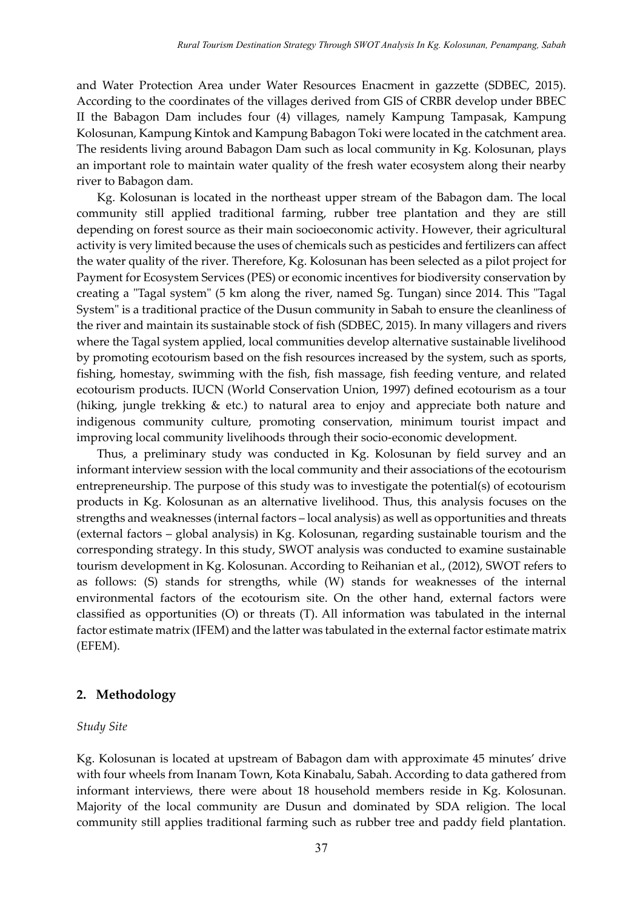and Water Protection Area under Water Resources Enacment in gazzette (SDBEC, 2015). According to the coordinates of the villages derived from GIS of CRBR develop under BBEC II the Babagon Dam includes four (4) villages, namely Kampung Tampasak, Kampung Kolosunan, Kampung Kintok and Kampung Babagon Toki were located in the catchment area. The residents living around Babagon Dam such as local community in Kg. Kolosunan, plays an important role to maintain water quality of the fresh water ecosystem along their nearby river to Babagon dam.

Kg. Kolosunan is located in the northeast upper stream of the Babagon dam. The local community still applied traditional farming, rubber tree plantation and they are still depending on forest source as their main socioeconomic activity. However, their agricultural activity is very limited because the uses of chemicals such as pesticides and fertilizers can affect the water quality of the river. Therefore, Kg. Kolosunan has been selected as a pilot project for Payment for Ecosystem Services (PES) or economic incentives for biodiversity conservation by creating a "Tagal system" (5 km along the river, named Sg. Tungan) since 2014. This "Tagal System" is a traditional practice of the Dusun community in Sabah to ensure the cleanliness of the river and maintain its sustainable stock of fish (SDBEC, 2015). In many villagers and rivers where the Tagal system applied, local communities develop alternative sustainable livelihood by promoting ecotourism based on the fish resources increased by the system, such as sports, fishing, homestay, swimming with the fish, fish massage, fish feeding venture, and related ecotourism products. IUCN (World Conservation Union, 1997) defined ecotourism as a tour (hiking, jungle trekking & etc.) to natural area to enjoy and appreciate both nature and indigenous community culture, promoting conservation, minimum tourist impact and improving local community livelihoods through their socio-economic development.

Thus, a preliminary study was conducted in Kg. Kolosunan by field survey and an informant interview session with the local community and their associations of the ecotourism entrepreneurship. The purpose of this study was to investigate the potential(s) of ecotourism products in Kg. Kolosunan as an alternative livelihood. Thus, this analysis focuses on the strengths and weaknesses (internal factors – local analysis) as well as opportunities and threats (external factors – global analysis) in Kg. Kolosunan, regarding sustainable tourism and the corresponding strategy. In this study, SWOT analysis was conducted to examine sustainable tourism development in Kg. Kolosunan. According to Reihanian et al., (2012), SWOT refers to as follows: (S) stands for strengths, while (W) stands for weaknesses of the internal environmental factors of the ecotourism site. On the other hand, external factors were classified as opportunities (O) or threats (T). All information was tabulated in the internal factor estimate matrix (IFEM) and the latter was tabulated in the external factor estimate matrix (EFEM).

## 2. Methodology

*Study Site*

Kg. Kolosunan is located at upstream of Babagon dam with approximate 45 minutes' drive with four wheels from Inanam Town, Kota Kinabalu, Sabah. According to data gathered from informant interviews, there were about 18 household members reside in Kg. Kolosunan. Majority of the local community are Dusun and dominated by SDA religion. The local community still applies traditional farming such as rubber tree and paddy field plantation.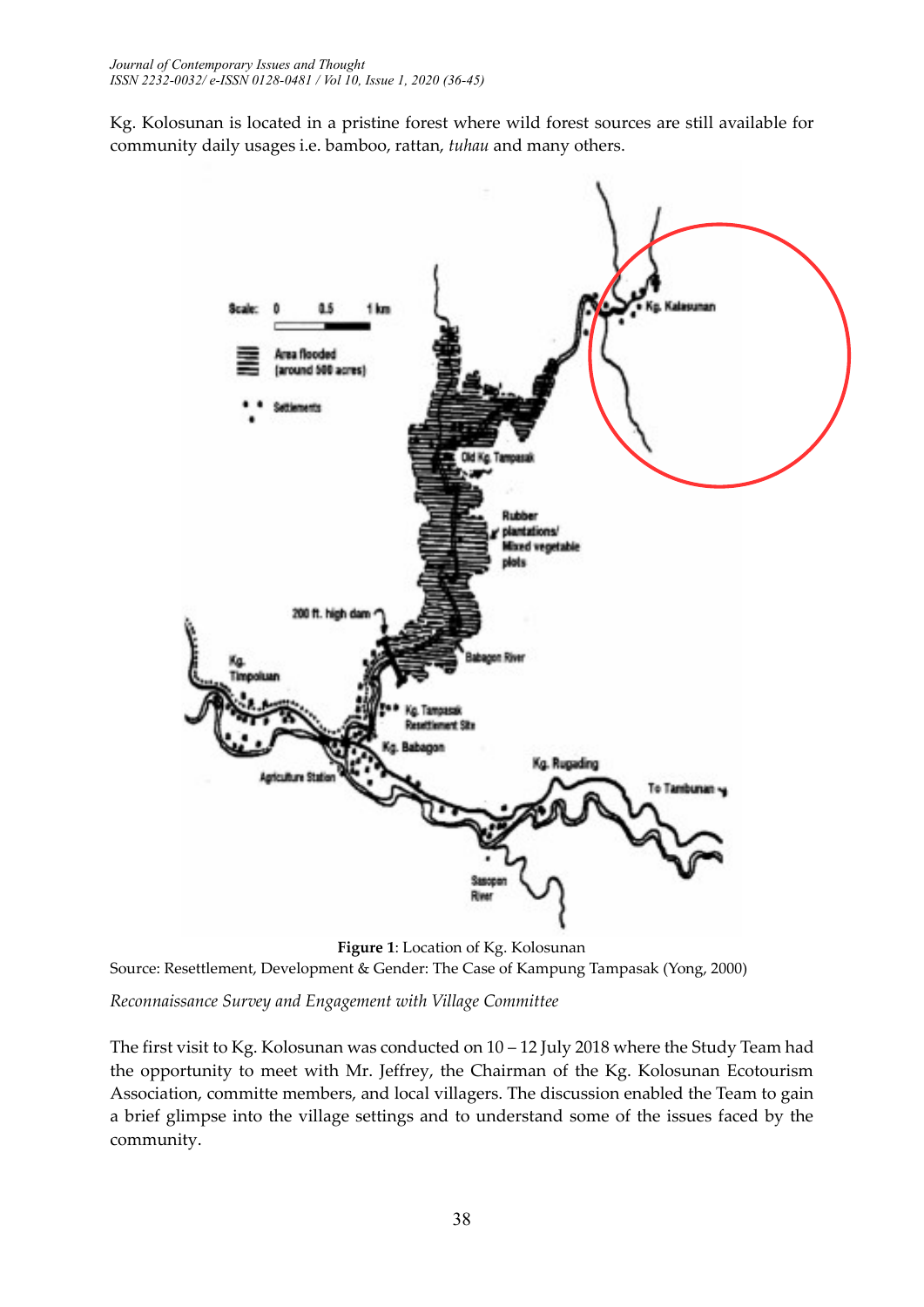Kg. Kolosunan is located in a pristine forest where wild forest sources are still available for community daily usages i.e. bamboo, rattan, *tuhau* and many others.

**Figure 1**: Location of Kg. Kolosunan
Source: Resettlement, Development & Gender: The Case of Kampung Tampasak (Yong, 2000)

*Reconnaissance Survey and Engagement with Village Committee*

The first visit to Kg. Kolosunan was conducted on 10 – 12 July 2018 where the Study Team had the opportunity to meet with Mr. Jeffrey, the Chairman of the Kg. Kolosunan Ecotourism Association, committe members, and local villagers. The discussion enabled the Team to gain a brief glimpse into the village settings and to understand some of the issues faced by the community.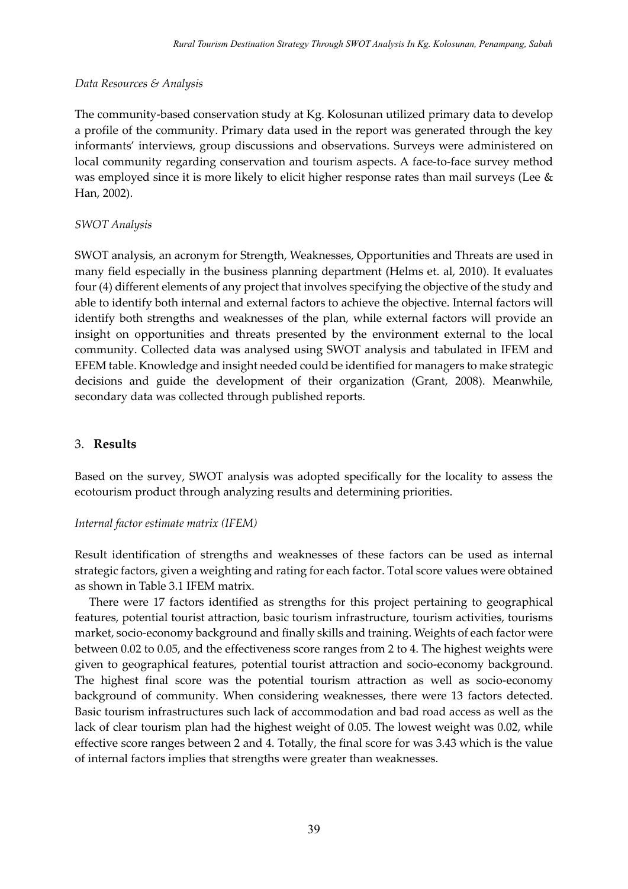*Data Resources & Analysis*

The community-based conservation study at Kg. Kolosunan utilized primary data to develop a profile of the community. Primary data used in the report was generated through the key informants' interviews, group discussions and observations. Surveys were administered on local community regarding conservation and tourism aspects. A face-to-face survey method was employed since it is more likely to elicit higher response rates than mail surveys (Lee & Han, 2002).

*SWOT Analysis*

SWOT analysis, an acronym for Strength, Weaknesses, Opportunities and Threats are used in many field especially in the business planning department (Helms et. al, 2010). It evaluates four (4) different elements of any project that involves specifying the objective of the study and able to identify both internal and external factors to achieve the objective. Internal factors will identify both strengths and weaknesses of the plan, while external factors will provide an insight on opportunities and threats presented by the environment external to the local community. Collected data was analysed using SWOT analysis and tabulated in IFEM and EFEM table. Knowledge and insight needed could be identified for managers to make strategic decisions and guide the development of their organization (Grant, 2008). Meanwhile, secondary data was collected through published reports.

## 3. **Results**

Based on the survey, SWOT analysis was adopted specifically for the locality to assess the ecotourism product through analyzing results and determining priorities.

*Internal factor estimate matrix (IFEM)*

Result identification of strengths and weaknesses of these factors can be used as internal strategic factors, given a weighting and rating for each factor. Total score values were obtained as shown in Table 3.1 IFEM matrix.

There were 17 factors identified as strengths for this project pertaining to geographical features, potential tourist attraction, basic tourism infrastructure, tourism activities, tourisms market, socio-economy background and finally skills and training. Weights of each factor were between 0.02 to 0.05, and the effectiveness score ranges from 2 to 4. The highest weights were given to geographical features, potential tourist attraction and socio-economy background. The highest final score was the potential tourism attraction as well as socio-economy background of community. When considering weaknesses, there were 13 factors detected. Basic tourism infrastructures such lack of accommodation and bad road access as well as the lack of clear tourism plan had the highest weight of 0.05. The lowest weight was 0.02, while effective score ranges between 2 and 4. Totally, the final score for was 3.43 which is the value of internal factors implies that strengths were greater than weaknesses.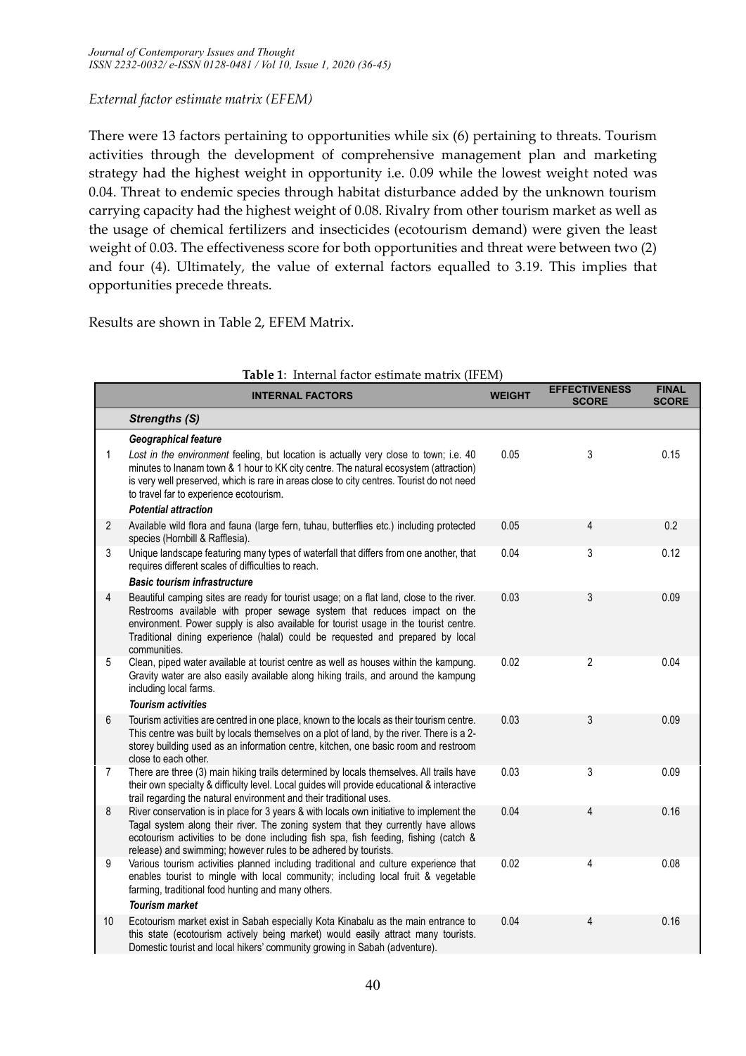*External factor estimate matrix (EFEM)*

There were 13 factors pertaining to opportunities while six (6) pertaining to threats. Tourism activities through the development of comprehensive management plan and marketing strategy had the highest weight in opportunity i.e. 0.09 while the lowest weight noted was 0.04. Threat to endemic species through habitat disturbance added by the unknown tourism carrying capacity had the highest weight of 0.08. Rivalry from other tourism market as well as the usage of chemical fertilizers and insecticides (ecotourism demand) were given the least weight of 0.03. The effectiveness score for both opportunities and threat were between two (2) and four (4). Ultimately, the value of external factors equalled to 3.19. This implies that opportunities precede threats.

Results are shown in Table 2, EFEM Matrix.

**Table 1**: Internal factor estimate matrix (IFEM)

| | INTERNAL FACTORS | WEIGHT | EFFECTIVENESS SCORE | FINAL SCORE |
|---|---|---|---|---|
| | ***Strengths (S)*** | | | |
| | ***Geographical feature*** | | | |
| 1 | *Lost in the environment* feeling, but location is actually very close to town; i.e. 40 minutes to Inanam town & 1 hour to KK city centre. The natural ecosystem (attraction) is very well preserved, which is rare in areas close to city centres. Tourist do not need to travel far to experience ecotourism. | 0.05 | 3 | 0.15 |
| | ***Potential attraction*** | | | |
| 2 | Available wild flora and fauna (large fern, tuhau, butterflies etc.) including protected species (Hornbill & Rafflesia). | 0.05 | 4 | 0.2 |
| 3 | Unique landscape featuring many types of waterfall that differs from one another, that requires different scales of difficulties to reach. | 0.04 | 3 | 0.12 |
| | ***Basic tourism infrastructure*** | | | |
| 4 | Beautiful camping sites are ready for tourist usage; on a flat land, close to the river. Restrooms available with proper sewage system that reduces impact on the environment. Power supply is also available for tourist usage in the tourist centre. Traditional dining experience (halal) could be requested and prepared by local communities. | 0.03 | 3 | 0.09 |
| 5 | Clean, piped water available at tourist centre as well as houses within the kampung. Gravity water are also easily available along hiking trails, and around the kampung including local farms. | 0.02 | 2 | 0.04 |
| | ***Tourism activities*** | | | |
| 6 | Tourism activities are centred in one place, known to the locals as their tourism centre. This centre was built by locals themselves on a plot of land, by the river. There is a 2-storey building used as an information centre, kitchen, one basic room and restroom close to each other. | 0.03 | 3 | 0.09 |
| 7 | There are three (3) main hiking trails determined by locals themselves. All trails have their own specialty & difficulty level. Local guides will provide educational & interactive trail regarding the natural environment and their traditional uses. | 0.03 | 3 | 0.09 |
| 8 | River conservation is in place for 3 years & with locals own initiative to implement the Tagal system along their river. The zoning system that they currently have allows ecotourism activities to be done including fish spa, fish feeding, fishing (catch & release) and swimming; however rules to be adhered by tourists. | 0.04 | 4 | 0.16 |
| 9 | Various tourism activities planned including traditional and culture experience that enables tourist to mingle with local community; including local fruit & vegetable farming, traditional food hunting and many others. | 0.02 | 4 | 0.08 |
| | ***Tourism market*** | | | |
| 10 | Ecotourism market exist in Sabah especially Kota Kinabalu as the main entrance to this state (ecotourism actively being market) would easily attract many tourists. Domestic tourist and local hikers' community growing in Sabah (adventure). | 0.04 | 4 | 0.16 |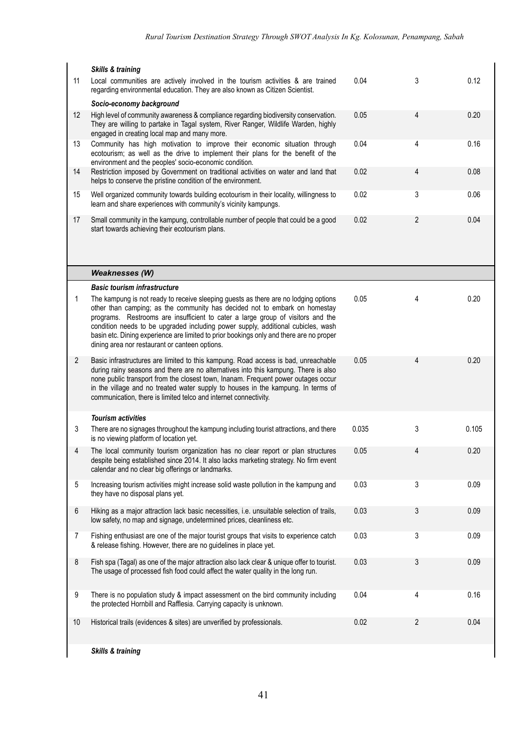| No. | Factors | Weight | Rating | Score |
|---|---|---|---|---|
| | ***Skills & training*** | | | |
| 11 | Local communities are actively involved in the tourism activities & are trained regarding environmental education. They are also known as Citizen Scientist. | 0.04 | 3 | 0.12 |
| | ***Socio-economy background*** | | | |
| 12 | High level of community awareness & compliance regarding biodiversity conservation. They are willing to partake in Tagal system, River Ranger, Wildlife Warden, highly engaged in creating local map and many more. | 0.05 | 4 | 0.20 |
| 13 | Community has high motivation to improve their economic situation through ecotourism; as well as the drive to implement their plans for the benefit of the environment and the peoples' socio-economic condition. | 0.04 | 4 | 0.16 |
| 14 | Restriction imposed by Government on traditional activities on water and land that helps to conserve the pristine condition of the environment. | 0.02 | 4 | 0.08 |
| 15 | Well organized community towards building ecotourism in their locality, willingness to learn and share experiences with community's vicinity kampungs. | 0.02 | 3 | 0.06 |
| 17 | Small community in the kampung, controllable number of people that could be a good start towards achieving their ecotourism plans. | 0.02 | 2 | 0.04 |
| | ***Weaknesses (W)*** | | | |
| | ***Basic tourism infrastructure*** | | | |
| 1 | The kampung is not ready to receive sleeping guests as there are no lodging options other than camping; as the community has decided not to embark on homestay programs. Restrooms are insufficient to cater a large group of visitors and the condition needs to be upgraded including power supply, additional cubicles, wash basin etc. Dining experience are limited to prior bookings only and there are no proper dining area nor restaurant or canteen options. | 0.05 | 4 | 0.20 |
| 2 | Basic infrastructures are limited to this kampung. Road access is bad, unreachable during rainy seasons and there are no alternatives into this kampung. There is also none public transport from the closest town, Inanam. Frequent power outages occur in the village and no treated water supply to houses in the kampung. In terms of communication, there is limited telco and internet connectivity. | 0.05 | 4 | 0.20 |
| | ***Tourism activities*** | | | |
| 3 | There are no signages throughout the kampung including tourist attractions, and there is no viewing platform of location yet. | 0.035 | 3 | 0.105 |
| 4 | The local community tourism organization has no clear report or plan structures despite being established since 2014. It also lacks marketing strategy. No firm event calendar and no clear big offerings or landmarks. | 0.05 | 4 | 0.20 |
| 5 | Increasing tourism activities might increase solid waste pollution in the kampung and they have no disposal plans yet. | 0.03 | 3 | 0.09 |
| 6 | Hiking as a major attraction lack basic necessities, i.e. unsuitable selection of trails, low safety, no map and signage, undetermined prices, cleanliness etc. | 0.03 | 3 | 0.09 |
| 7 | Fishing enthusiast are one of the major tourist groups that visits to experience catch & release fishing. However, there are no guidelines in place yet. | 0.03 | 3 | 0.09 |
| 8 | Fish spa (Tagal) as one of the major attraction also lack clear & unique offer to tourist. The usage of processed fish food could affect the water quality in the long run. | 0.03 | 3 | 0.09 |
| 9 | There is no population study & impact assessment on the bird community including the protected Hornbill and Rafflesia. Carrying capacity is unknown. | 0.04 | 4 | 0.16 |
| 10 | Historical trails (evidences & sites) are unverified by professionals. | 0.02 | 2 | 0.04 |
| | ***Skills & training*** | | | |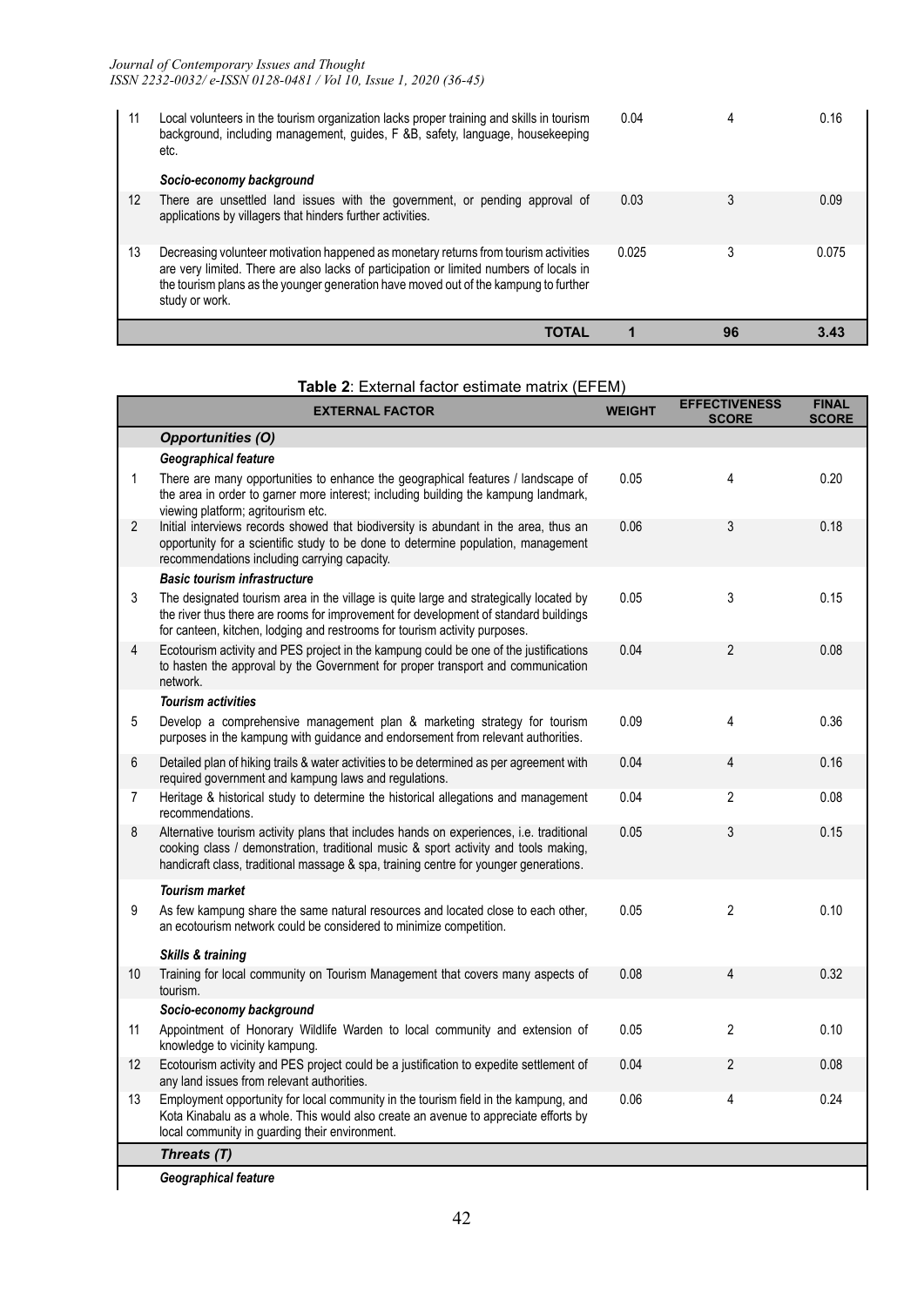| | | | | |
|---|---|---|---|---|
| 11 | Local volunteers in the tourism organization lacks proper training and skills in tourism background, including management, guides, F &B, safety, language, housekeeping etc. | 0.04 | 4 | 0.16 |
| | ***Socio-economy background*** | | | |
| 12 | There are unsettled land issues with the government, or pending approval of applications by villagers that hinders further activities. | 0.03 | 3 | 0.09 |
| 13 | Decreasing volunteer motivation happened as monetary returns from tourism activities are very limited. There are also lacks of participation or limited numbers of locals in the tourism plans as the younger generation have moved out of the kampung to further study or work. | 0.025 | 3 | 0.075 |
| | **TOTAL** | **1** | **96** | **3.43** |

**Table 2**: External factor estimate matrix (EFEM)

| | EXTERNAL FACTOR | WEIGHT | EFFECTIVENESS SCORE | FINAL SCORE |
|---|---|---|---|---|
| | ***Opportunities (O)*** | | | |
| | ***Geographical feature*** | | | |
| 1 | There are many opportunities to enhance the geographical features / landscape of the area in order to garner more interest; including building the kampung landmark, viewing platform; agritourism etc. | 0.05 | 4 | 0.20 |
| 2 | Initial interviews records showed that biodiversity is abundant in the area, thus an opportunity for a scientific study to be done to determine population, management recommendations including carrying capacity. | 0.06 | 3 | 0.18 |
| | ***Basic tourism infrastructure*** | | | |
| 3 | The designated tourism area in the village is quite large and strategically located by the river thus there are rooms for improvement for development of standard buildings for canteen, kitchen, lodging and restrooms for tourism activity purposes. | 0.05 | 3 | 0.15 |
| 4 | Ecotourism activity and PES project in the kampung could be one of the justifications to hasten the approval by the Government for proper transport and communication network. | 0.04 | 2 | 0.08 |
| | ***Tourism activities*** | | | |
| 5 | Develop a comprehensive management plan & marketing strategy for tourism purposes in the kampung with guidance and endorsement from relevant authorities. | 0.09 | 4 | 0.36 |
| 6 | Detailed plan of hiking trails & water activities to be determined as per agreement with required government and kampung laws and regulations. | 0.04 | 4 | 0.16 |
| 7 | Heritage & historical study to determine the historical allegations and management recommendations. | 0.04 | 2 | 0.08 |
| 8 | Alternative tourism activity plans that includes hands on experiences, i.e. traditional cooking class / demonstration, traditional music & sport activity and tools making, handicraft class, traditional massage & spa, training centre for younger generations. | 0.05 | 3 | 0.15 |
| | ***Tourism market*** | | | |
| 9 | As few kampung share the same natural resources and located close to each other, an ecotourism network could be considered to minimize competition. | 0.05 | 2 | 0.10 |
| | ***Skills & training*** | | | |
| 10 | Training for local community on Tourism Management that covers many aspects of tourism. | 0.08 | 4 | 0.32 |
| | ***Socio-economy background*** | | | |
| 11 | Appointment of Honorary Wildlife Warden to local community and extension of knowledge to vicinity kampung. | 0.05 | 2 | 0.10 |
| 12 | Ecotourism activity and PES project could be a justification to expedite settlement of any land issues from relevant authorities. | 0.04 | 2 | 0.08 |
| 13 | Employment opportunity for local community in the tourism field in the kampung, and Kota Kinabalu as a whole. This would also create an avenue to appreciate efforts by local community in guarding their environment. | 0.06 | 4 | 0.24 |
| | ***Threats (T)*** | | | |
| | ***Geographical feature*** | | | |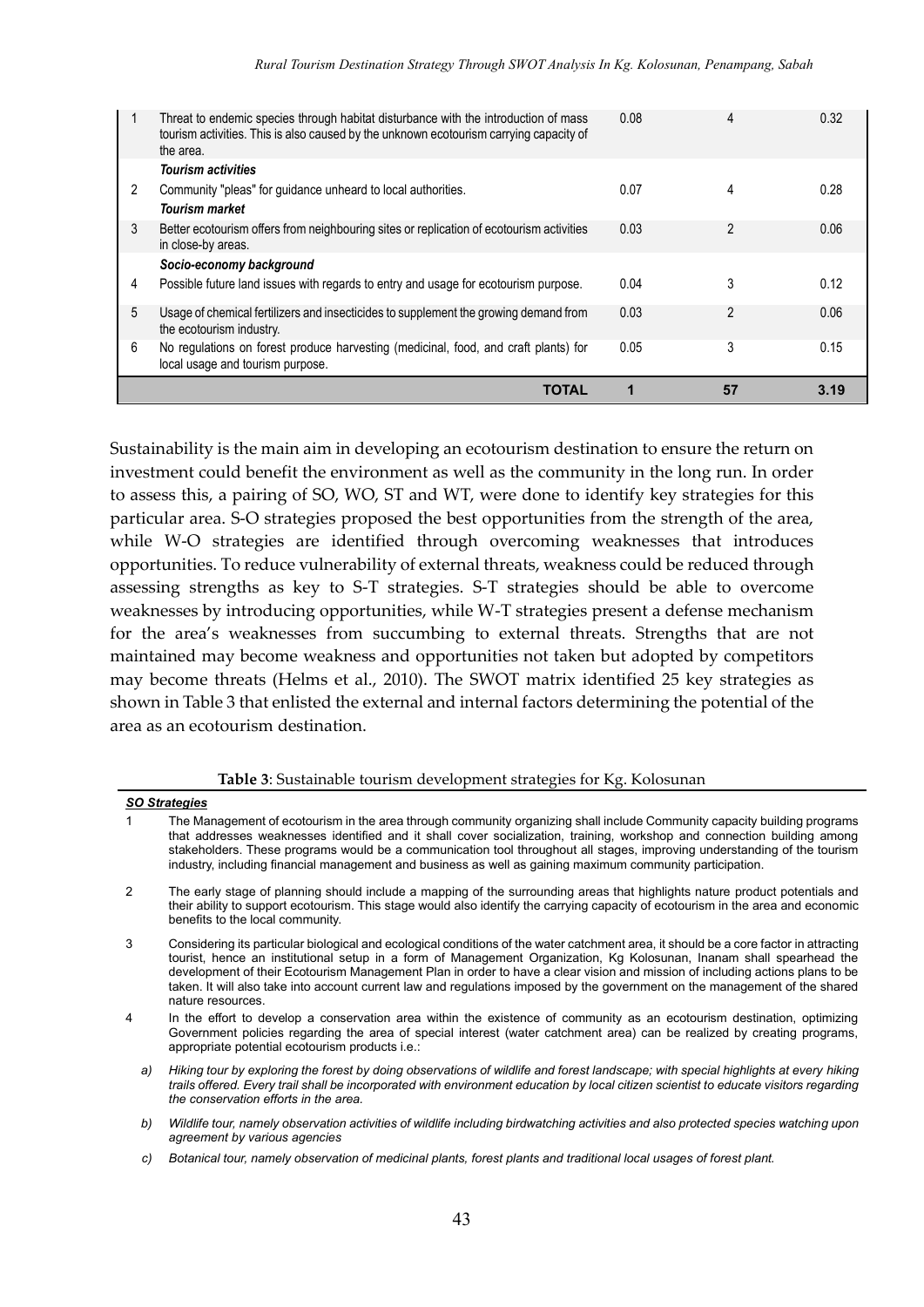| | | | | |
|---|---|---|---|---|
| 1 | Threat to endemic species through habitat disturbance with the introduction of mass tourism activities. This is also caused by the unknown ecotourism carrying capacity of the area. | 0.08 | 4 | 0.32 |
| | ***Tourism activities*** | | | |
| 2 | Community "pleas" for guidance unheard to local authorities. | 0.07 | 4 | 0.28 |
| | ***Tourism market*** | | | |
| 3 | Better ecotourism offers from neighbouring sites or replication of ecotourism activities in close-by areas. | 0.03 | 2 | 0.06 |
| | ***Socio-economy background*** | | | |
| 4 | Possible future land issues with regards to entry and usage for ecotourism purpose. | 0.04 | 3 | 0.12 |
| 5 | Usage of chemical fertilizers and insecticides to supplement the growing demand from the ecotourism industry. | 0.03 | 2 | 0.06 |
| 6 | No regulations on forest produce harvesting (medicinal, food, and craft plants) for local usage and tourism purpose. | 0.05 | 3 | 0.15 |
| | **TOTAL** | **1** | **57** | **3.19** |

Sustainability is the main aim in developing an ecotourism destination to ensure the return on investment could benefit the environment as well as the community in the long run. In order to assess this, a pairing of SO, WO, ST and WT, were done to identify key strategies for this particular area. S-O strategies proposed the best opportunities from the strength of the area, while W-O strategies are identified through overcoming weaknesses that introduces opportunities. To reduce vulnerability of external threats, weakness could be reduced through assessing strengths as key to S-T strategies. S-T strategies should be able to overcome weaknesses by introducing opportunities, while W-T strategies present a defense mechanism for the area's weaknesses from succumbing to external threats. Strengths that are not maintained may become weakness and opportunities not taken but adopted by competitors may become threats (Helms et al., 2010). The SWOT matrix identified 25 key strategies as shown in Table 3 that enlisted the external and internal factors determining the potential of the area as an ecotourism destination.

**Table 3**: Sustainable tourism development strategies for Kg. Kolosunan

| | |
|---|---|
| ***SO Strategies*** | |
| 1 | The Management of ecotourism in the area through community organizing shall include Community capacity building programs that addresses weaknesses identified and it shall cover socialization, training, workshop and connection building among stakeholders. These programs would be a communication tool throughout all stages, improving understanding of the tourism industry, including financial management and business as well as gaining maximum community participation. |
| 2 | The early stage of planning should include a mapping of the surrounding areas that highlights nature product potentials and their ability to support ecotourism. This stage would also identify the carrying capacity of ecotourism in the area and economic benefits to the local community. |
| 3 | Considering its particular biological and ecological conditions of the water catchment area, it should be a core factor in attracting tourist, hence an institutional setup in a form of Management Organization, Kg Kolosunan, Inanam shall spearhead the development of their Ecotourism Management Plan in order to have a clear vision and mission of including actions plans to be taken. It will also take into account current law and regulations imposed by the government on the management of the shared nature resources. |
| 4 | In the effort to develop a conservation area within the existence of community as an ecotourism destination, optimizing Government policies regarding the area of special interest (water catchment area) can be realized by creating programs, appropriate potential ecotourism products i.e.: |
| | *a) Hiking tour by exploring the forest by doing observations of wildlife and forest landscape; with special highlights at every hiking trails offered. Every trail shall be incorporated with environment education by local citizen scientist to educate visitors regarding the conservation efforts in the area.* |
| | *b) Wildlife tour, namely observation activities of wildlife including birdwatching activities and also protected species watching upon agreement by various agencies* |
| | *c) Botanical tour, namely observation of medicinal plants, forest plants and traditional local usages of forest plant.* |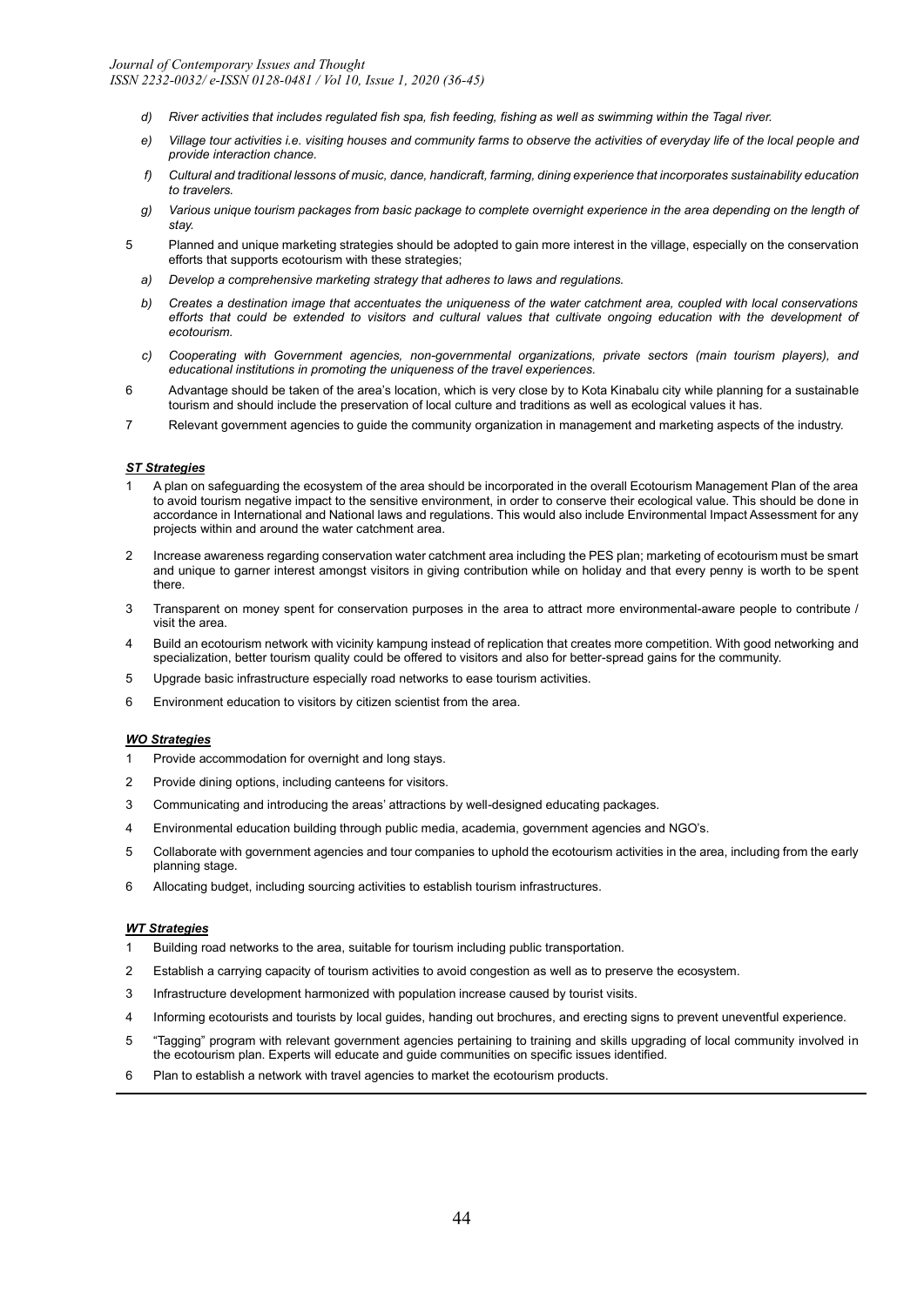*d) River activities that includes regulated fish spa, fish feeding, fishing as well as swimming within the Tagal river.*

   *e) Village tour activities i.e. visiting houses and community farms to observe the activities of everyday life of the local people and provide interaction chance.*

   *f) Cultural and traditional lessons of music, dance, handicraft, farming, dining experience that incorporates sustainability education to travelers.*

   *g) Various unique tourism packages from basic package to complete overnight experience in the area depending on the length of stay.*

5. Planned and unique marketing strategies should be adopted to gain more interest in the village, especially on the conservation efforts that supports ecotourism with these strategies;

   *a) Develop a comprehensive marketing strategy that adheres to laws and regulations.*

   *b) Creates a destination image that accentuates the uniqueness of the water catchment area, coupled with local conservations efforts that could be extended to visitors and cultural values that cultivate ongoing education with the development of ecotourism.*

   *c) Cooperating with Government agencies, non-governmental organizations, private sectors (main tourism players), and educational institutions in promoting the uniqueness of the travel experiences.*

6. Advantage should be taken of the area's location, which is very close by to Kota Kinabalu city while planning for a sustainable tourism and should include the preservation of local culture and traditions as well as ecological values it has.
7. Relevant government agencies to guide the community organization in management and marketing aspects of the industry.

***ST Strategies***

1. A plan on safeguarding the ecosystem of the area should be incorporated in the overall Ecotourism Management Plan of the area to avoid tourism negative impact to the sensitive environment, in order to conserve their ecological value. This should be done in accordance in International and National laws and regulations. This would also include Environmental Impact Assessment for any projects within and around the water catchment area.
2. Increase awareness regarding conservation water catchment area including the PES plan; marketing of ecotourism must be smart and unique to garner interest amongst visitors in giving contribution while on holiday and that every penny is worth to be spent there.
3. Transparent on money spent for conservation purposes in the area to attract more environmental-aware people to contribute / visit the area.
4. Build an ecotourism network with vicinity kampung instead of replication that creates more competition. With good networking and specialization, better tourism quality could be offered to visitors and also for better-spread gains for the community.
5. Upgrade basic infrastructure especially road networks to ease tourism activities.
6. Environment education to visitors by citizen scientist from the area.

***WO Strategies***

1. Provide accommodation for overnight and long stays.
2. Provide dining options, including canteens for visitors.
3. Communicating and introducing the areas' attractions by well-designed educating packages.
4. Environmental education building through public media, academia, government agencies and NGO's.
5. Collaborate with government agencies and tour companies to uphold the ecotourism activities in the area, including from the early planning stage.
6. Allocating budget, including sourcing activities to establish tourism infrastructures.

***WT Strategies***

1. Building road networks to the area, suitable for tourism including public transportation.
2. Establish a carrying capacity of tourism activities to avoid congestion as well as to preserve the ecosystem.
3. Infrastructure development harmonized with population increase caused by tourist visits.
4. Informing ecotourists and tourists by local guides, handing out brochures, and erecting signs to prevent uneventful experience.
5. "Tagging" program with relevant government agencies pertaining to training and skills upgrading of local community involved in the ecotourism plan. Experts will educate and guide communities on specific issues identified.
6. Plan to establish a network with travel agencies to market the ecotourism products.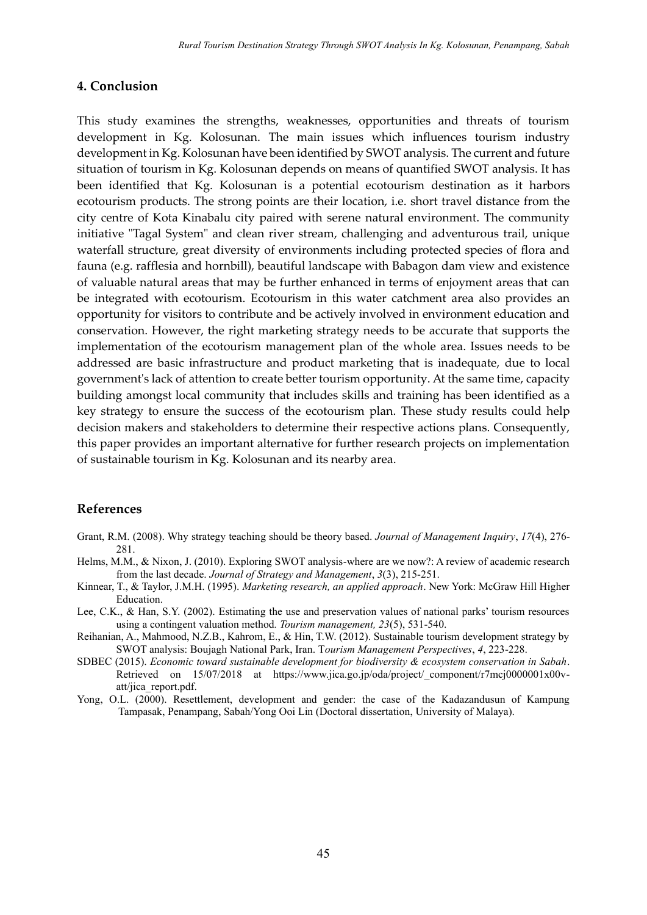## 4. Conclusion

This study examines the strengths, weaknesses, opportunities and threats of tourism development in Kg. Kolosunan. The main issues which influences tourism industry development in Kg. Kolosunan have been identified by SWOT analysis. The current and future situation of tourism in Kg. Kolosunan depends on means of quantified SWOT analysis. It has been identified that Kg. Kolosunan is a potential ecotourism destination as it harbors ecotourism products. The strong points are their location, i.e. short travel distance from the city centre of Kota Kinabalu city paired with serene natural environment. The community initiative "Tagal System" and clean river stream, challenging and adventurous trail, unique waterfall structure, great diversity of environments including protected species of flora and fauna (e.g. rafflesia and hornbill), beautiful landscape with Babagon dam view and existence of valuable natural areas that may be further enhanced in terms of enjoyment areas that can be integrated with ecotourism. Ecotourism in this water catchment area also provides an opportunity for visitors to contribute and be actively involved in environment education and conservation. However, the right marketing strategy needs to be accurate that supports the implementation of the ecotourism management plan of the whole area. Issues needs to be addressed are basic infrastructure and product marketing that is inadequate, due to local government's lack of attention to create better tourism opportunity. At the same time, capacity building amongst local community that includes skills and training has been identified as a key strategy to ensure the success of the ecotourism plan. These study results could help decision makers and stakeholders to determine their respective actions plans. Consequently, this paper provides an important alternative for further research projects on implementation of sustainable tourism in Kg. Kolosunan and its nearby area.

## References

Grant, R.M. (2008). Why strategy teaching should be theory based. *Journal of Management Inquiry*, *17*(4), 276-281.

Helms, M.M., & Nixon, J. (2010). Exploring SWOT analysis-where are we now?: A review of academic research from the last decade. *Journal of Strategy and Management*, *3*(3), 215-251.

Kinnear, T., & Taylor, J.M.H. (1995). *Marketing research, an applied approach*. New York: McGraw Hill Higher Education.

Lee, C.K., & Han, S.Y. (2002). Estimating the use and preservation values of national parks' tourism resources using a contingent valuation method. *Tourism management, 23*(5), 531-540.

Reihanian, A., Mahmood, N.Z.B., Kahrom, E., & Hin, T.W. (2012). Sustainable tourism development strategy by SWOT analysis: Boujagh National Park, Iran. T*ourism Management Perspectives*, *4*, 223-228.

SDBEC (2015). *Economic toward sustainable development for biodiversity & ecosystem conservation in Sabah*. Retrieved on 15/07/2018 at https://www.jica.go.jp/oda/project/_component/r7mcj0000001x00v-att/jica_report.pdf.

Yong, O.L. (2000). Resettlement, development and gender: the case of the Kadazandusun of Kampung Tampasak, Penampang, Sabah/Yong Ooi Lin (Doctoral dissertation, University of Malaya).